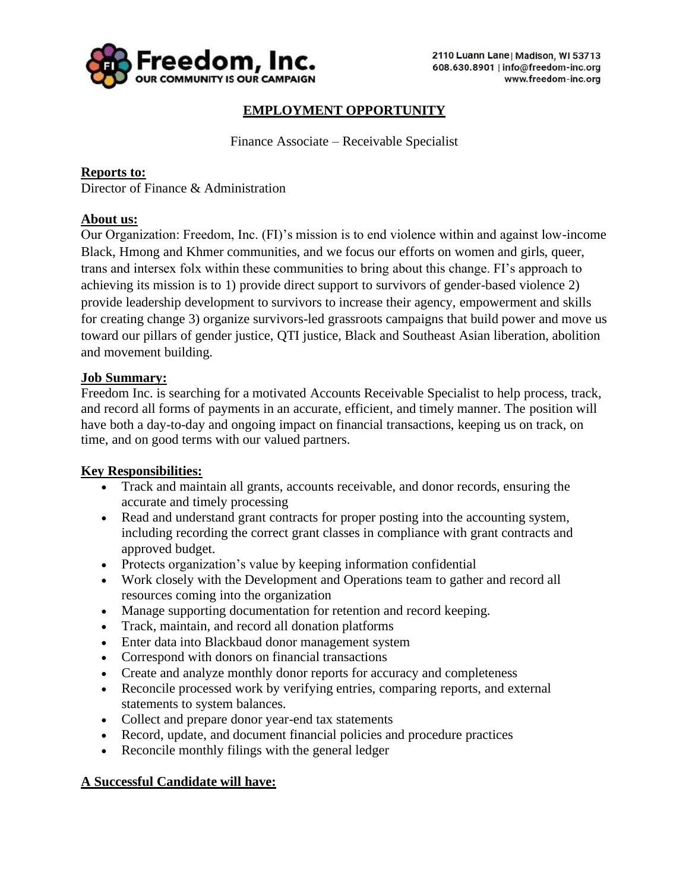Freedom, Inc.
OUR COMMUNITY IS OUR CAMPAIGN

2110 Luann Lane | Madison, WI 53713
608.630.8901 | info@freedom-inc.org
www.freedom-inc.org

# EMPLOYMENT OPPORTUNITY

Finance Associate – Receivable Specialist

**Reports to:**
Director of Finance & Administration

**About us:**
Our Organization: Freedom, Inc. (FI)'s mission is to end violence within and against low-income Black, Hmong and Khmer communities, and we focus our efforts on women and girls, queer, trans and intersex folx within these communities to bring about this change. FI's approach to achieving its mission is to 1) provide direct support to survivors of gender-based violence 2) provide leadership development to survivors to increase their agency, empowerment and skills for creating change 3) organize survivors-led grassroots campaigns that build power and move us toward our pillars of gender justice, QTI justice, Black and Southeast Asian liberation, abolition and movement building.

**Job Summary:**
Freedom Inc. is searching for a motivated Accounts Receivable Specialist to help process, track, and record all forms of payments in an accurate, efficient, and timely manner. The position will have both a day-to-day and ongoing impact on financial transactions, keeping us on track, on time, and on good terms with our valued partners.

**Key Responsibilities:**

- Track and maintain all grants, accounts receivable, and donor records, ensuring the accurate and timely processing
- Read and understand grant contracts for proper posting into the accounting system, including recording the correct grant classes in compliance with grant contracts and approved budget.
- Protects organization's value by keeping information confidential
- Work closely with the Development and Operations team to gather and record all resources coming into the organization
- Manage supporting documentation for retention and record keeping.
- Track, maintain, and record all donation platforms
- Enter data into Blackbaud donor management system
- Correspond with donors on financial transactions
- Create and analyze monthly donor reports for accuracy and completeness
- Reconcile processed work by verifying entries, comparing reports, and external statements to system balances.
- Collect and prepare donor year-end tax statements
- Record, update, and document financial policies and procedure practices
- Reconcile monthly filings with the general ledger

**A Successful Candidate will have:**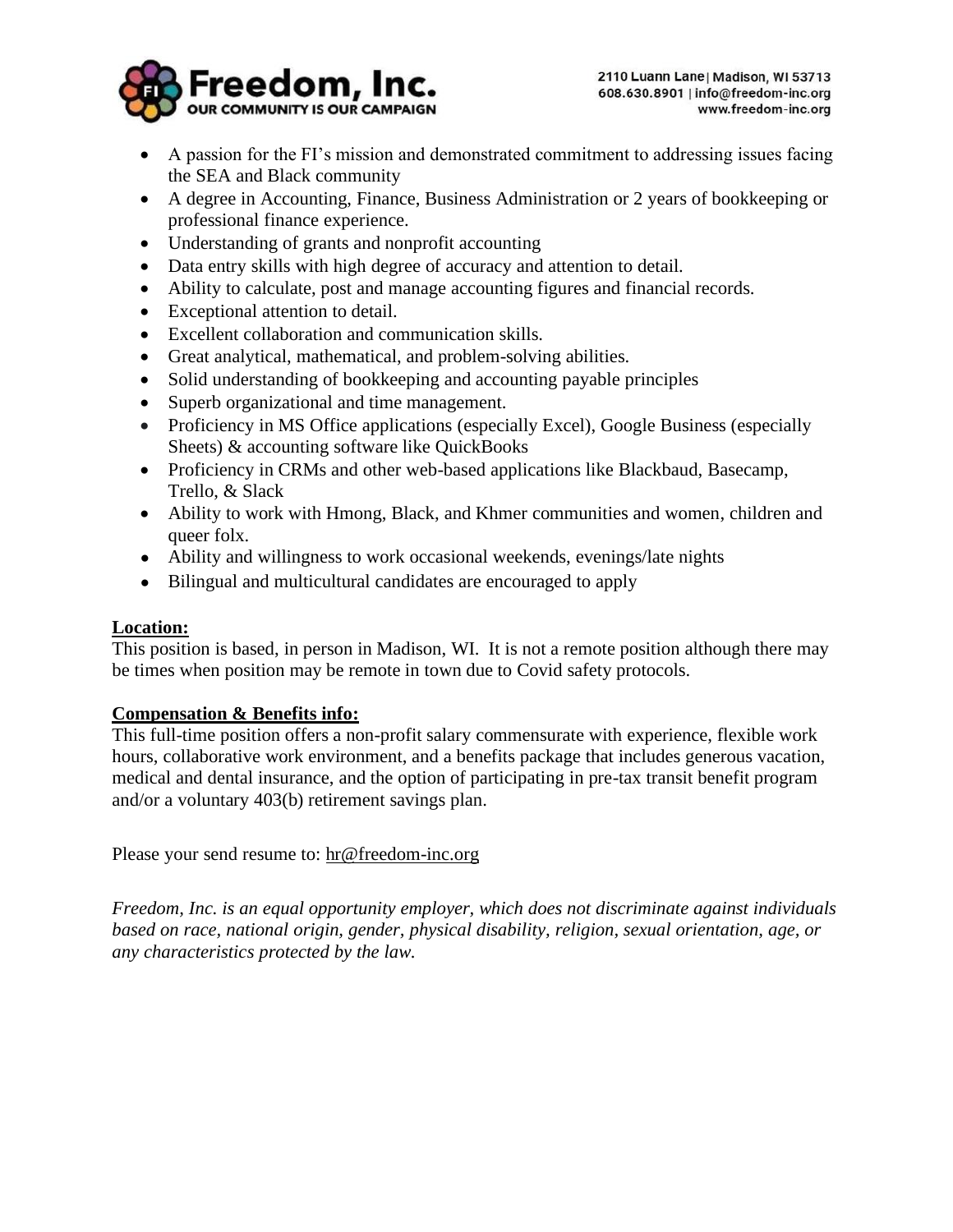- A passion for the FI's mission and demonstrated commitment to addressing issues facing the SEA and Black community
- A degree in Accounting, Finance, Business Administration or 2 years of bookkeeping or professional finance experience.
- Understanding of grants and nonprofit accounting
- Data entry skills with high degree of accuracy and attention to detail.
- Ability to calculate, post and manage accounting figures and financial records.
- Exceptional attention to detail.
- Excellent collaboration and communication skills.
- Great analytical, mathematical, and problem-solving abilities.
- Solid understanding of bookkeeping and accounting payable principles
- Superb organizational and time management.
- Proficiency in MS Office applications (especially Excel), Google Business (especially Sheets) & accounting software like QuickBooks
- Proficiency in CRMs and other web-based applications like Blackbaud, Basecamp, Trello, & Slack
- Ability to work with Hmong, Black, and Khmer communities and women, children and queer folx.
- Ability and willingness to work occasional weekends, evenings/late nights
- Bilingual and multicultural candidates are encouraged to apply

**Location:**

This position is based, in person in Madison, WI. It is not a remote position although there may be times when position may be remote in town due to Covid safety protocols.

**Compensation & Benefits info:**

This full-time position offers a non-profit salary commensurate with experience, flexible work hours, collaborative work environment, and a benefits package that includes generous vacation, medical and dental insurance, and the option of participating in pre-tax transit benefit program and/or a voluntary 403(b) retirement savings plan.

Please your send resume to: hr@freedom-inc.org

*Freedom, Inc. is an equal opportunity employer, which does not discriminate against individuals based on race, national origin, gender, physical disability, religion, sexual orientation, age, or any characteristics protected by the law.*